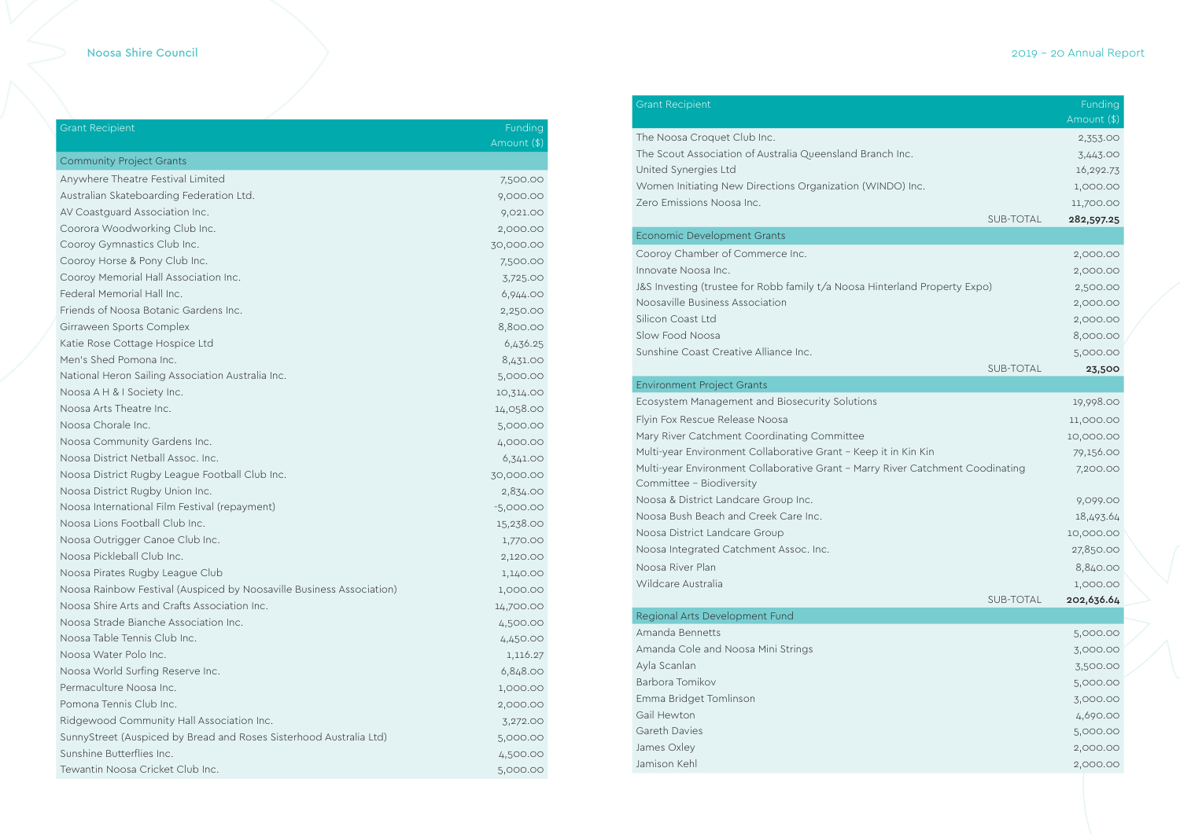| Grant Recipient | Funding Amount ($) |
|---|---|
| **Community Project Grants** | |
| Anywhere Theatre Festival Limited | 7,500.00 |
| Australian Skateboarding Federation Ltd. | 9,000.00 |
| AV Coastguard Association Inc. | 9,021.00 |
| Coorora Woodworking Club Inc. | 2,000.00 |
| Cooroy Gymnastics Club Inc. | 30,000.00 |
| Cooroy Horse & Pony Club Inc. | 7,500.00 |
| Cooroy Memorial Hall Association Inc. | 3,725.00 |
| Federal Memorial Hall Inc. | 6,944.00 |
| Friends of Noosa Botanic Gardens Inc. | 2,250.00 |
| Girraween Sports Complex | 8,800.00 |
| Katie Rose Cottage Hospice Ltd | 6,436.25 |
| Men's Shed Pomona Inc. | 8,431.00 |
| National Heron Sailing Association Australia Inc. | 5,000.00 |
| Noosa A H & I Society Inc. | 10,314.00 |
| Noosa Arts Theatre Inc. | 14,058.00 |
| Noosa Chorale Inc. | 5,000.00 |
| Noosa Community Gardens Inc. | 4,000.00 |
| Noosa District Netball Assoc. Inc. | 6,341.00 |
| Noosa District Rugby League Football Club Inc. | 30,000.00 |
| Noosa District Rugby Union Inc. | 2,834.00 |
| Noosa International Film Festival (repayment) | -5,000.00 |
| Noosa Lions Football Club Inc. | 15,238.00 |
| Noosa Outrigger Canoe Club Inc. | 1,770.00 |
| Noosa Pickleball Club Inc. | 2,120.00 |
| Noosa Pirates Rugby League Club | 1,140.00 |
| Noosa Rainbow Festival (Auspiced by Noosaville Business Association) | 1,000.00 |
| Noosa Shire Arts and Crafts Association Inc. | 14,700.00 |
| Noosa Strade Bianche Association Inc. | 4,500.00 |
| Noosa Table Tennis Club Inc. | 4,450.00 |
| Noosa Water Polo Inc. | 1,116.27 |
| Noosa World Surfing Reserve Inc. | 6,848.00 |
| Permaculture Noosa Inc. | 1,000.00 |
| Pomona Tennis Club Inc. | 2,000.00 |
| Ridgewood Community Hall Association Inc. | 3,272.00 |
| SunnyStreet (Auspiced by Bread and Roses Sisterhood Australia Ltd) | 5,000.00 |
| Sunshine Butterflies Inc. | 4,500.00 |
| Tewantin Noosa Cricket Club Inc. | 5,000.00 |
| The Noosa Croquet Club Inc. | 2,353.00 |
| The Scout Association of Australia Queensland Branch Inc. | 3,443.00 |
| United Synergies Ltd | 16,292.73 |
| Women Initiating New Directions Organization (WINDO) Inc. | 1,000.00 |
| Zero Emissions Noosa Inc. | 11,700.00 |
| SUB-TOTAL | **282,597.25** |
| **Economic Development Grants** | |
| Cooroy Chamber of Commerce Inc. | 2,000.00 |
| Innovate Noosa Inc. | 2,000.00 |
| J&S Investing (trustee for Robb family t/a Noosa Hinterland Property Expo) | 2,500.00 |
| Noosaville Business Association | 2,000.00 |
| Silicon Coast Ltd | 2,000.00 |
| Slow Food Noosa | 8,000.00 |
| Sunshine Coast Creative Alliance Inc. | 5,000.00 |
| SUB-TOTAL | **23,500** |
| **Environment Project Grants** | |
| Ecosystem Management and Biosecurity Solutions | 19,998.00 |
| Flyin Fox Rescue Release Noosa | 11,000.00 |
| Mary River Catchment Coordinating Committee | 10,000.00 |
| Multi-year Environment Collaborative Grant – Keep it in Kin Kin | 79,156.00 |
| Multi-year Environment Collaborative Grant – Marry River Catchment Coodinating Committee – Biodiversity | 7,200.00 |
| Noosa & District Landcare Group Inc. | 9,099.00 |
| Noosa Bush Beach and Creek Care Inc. | 18,493.64 |
| Noosa District Landcare Group | 10,000.00 |
| Noosa Integrated Catchment Assoc. Inc. | 27,850.00 |
| Noosa River Plan | 8,840.00 |
| Wildcare Australia | 1,000.00 |
| SUB-TOTAL | **202,636.64** |
| **Regional Arts Development Fund** | |
| Amanda Bennetts | 5,000.00 |
| Amanda Cole and Noosa Mini Strings | 3,000.00 |
| Ayla Scanlan | 3,500.00 |
| Barbora Tomikov | 5,000.00 |
| Emma Bridget Tomlinson | 3,000.00 |
| Gail Hewton | 4,690.00 |
| Gareth Davies | 5,000.00 |
| James Oxley | 2,000.00 |
| Jamison Kehl | 2,000.00 |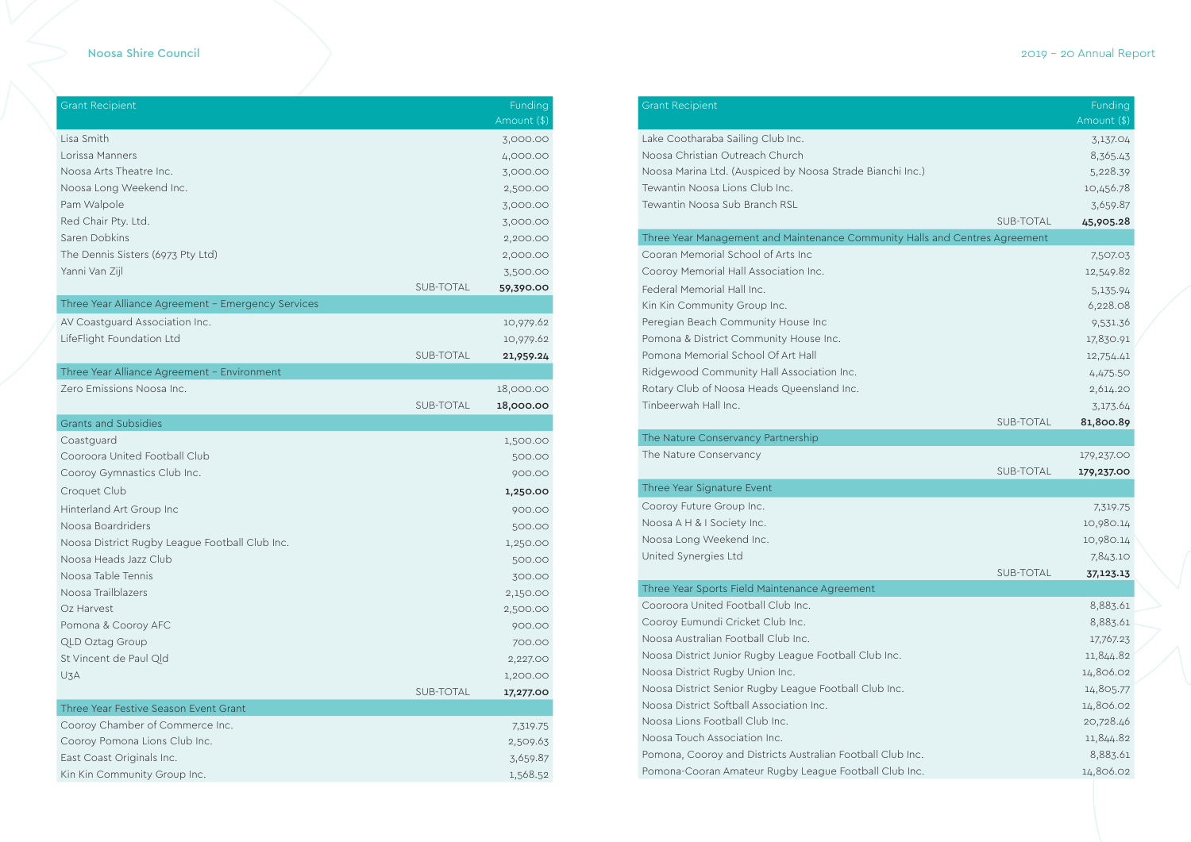| Grant Recipient | | Funding Amount ($) |
|---|---|---|
| Lisa Smith | | 3,000.00 |
| Lorissa Manners | | 4,000.00 |
| Noosa Arts Theatre Inc. | | 3,000.00 |
| Noosa Long Weekend Inc. | | 2,500.00 |
| Pam Walpole | | 3,000.00 |
| Red Chair Pty. Ltd. | | 3,000.00 |
| Saren Dobkins | | 2,200.00 |
| The Dennis Sisters (6973 Pty Ltd) | | 2,000.00 |
| Yanni Van Zijl | | 3,500.00 |
| | SUB-TOTAL | **59,390.00** |
| Three Year Alliance Agreement – Emergency Services | | |
| AV Coastguard Association Inc. | | 10,979.62 |
| LifeFlight Foundation Ltd | | 10,979.62 |
| | SUB-TOTAL | **21,959.24** |
| Three Year Alliance Agreement – Environment | | |
| Zero Emissions Noosa Inc. | | 18,000.00 |
| | SUB-TOTAL | **18,000.00** |
| Grants and Subsidies | | |
| Coastguard | | 1,500.00 |
| Cooroora United Football Club | | 500.00 |
| Cooroy Gymnastics Club Inc. | | 900.00 |
| Croquet Club | | **1,250.00** |
| Hinterland Art Group Inc | | 900.00 |
| Noosa Boardriders | | 500.00 |
| Noosa District Rugby League Football Club Inc. | | 1,250.00 |
| Noosa Heads Jazz Club | | 500.00 |
| Noosa Table Tennis | | 300.00 |
| Noosa Trailblazers | | 2,150.00 |
| Oz Harvest | | 2,500.00 |
| Pomona & Cooroy AFC | | 900.00 |
| QLD Oztag Group | | 700.00 |
| St Vincent de Paul Qld | | 2,227.00 |
| U3A | | 1,200.00 |
| | SUB-TOTAL | **17,277.00** |
| Three Year Festive Season Event Grant | | |
| Cooroy Chamber of Commerce Inc. | | 7,319.75 |
| Cooroy Pomona Lions Club Inc. | | 2,509.63 |
| East Coast Originals Inc. | | 3,659.87 |
| Kin Kin Community Group Inc. | | 1,568.52 |

| Grant Recipient | | Funding Amount ($) |
|---|---|---|
| Lake Cootharaba Sailing Club Inc. | | 3,137.04 |
| Noosa Christian Outreach Church | | 8,365.43 |
| Noosa Marina Ltd. (Auspiced by Noosa Strade Bianchi Inc.) | | 5,228.39 |
| Tewantin Noosa Lions Club Inc. | | 10,456.78 |
| Tewantin Noosa Sub Branch RSL | | 3,659.87 |
| | SUB-TOTAL | **45,905.28** |
| Three Year Management and Maintenance Community Halls and Centres Agreement | | |
| Cooran Memorial School of Arts Inc | | 7,507.03 |
| Cooroy Memorial Hall Association Inc. | | 12,549.82 |
| Federal Memorial Hall Inc. | | 5,135.94 |
| Kin Kin Community Group Inc. | | 6,228.08 |
| Peregian Beach Community House Inc | | 9,531.36 |
| Pomona & District Community House Inc. | | 17,830.91 |
| Pomona Memorial School Of Art Hall | | 12,754.41 |
| Ridgewood Community Hall Association Inc. | | 4,475.50 |
| Rotary Club of Noosa Heads Queensland Inc. | | 2,614.20 |
| Tinbeerwah Hall Inc. | | 3,173.64 |
| | SUB-TOTAL | **81,800.89** |
| The Nature Conservancy Partnership | | |
| The Nature Conservancy | | 179,237.00 |
| | SUB-TOTAL | **179,237.00** |
| Three Year Signature Event | | |
| Cooroy Future Group Inc. | | 7,319.75 |
| Noosa A H & I Society Inc. | | 10,980.14 |
| Noosa Long Weekend Inc. | | 10,980.14 |
| United Synergies Ltd | | 7,843.10 |
| | SUB-TOTAL | **37,123.13** |
| Three Year Sports Field Maintenance Agreement | | |
| Cooroora United Football Club Inc. | | 8,883.61 |
| Cooroy Eumundi Cricket Club Inc. | | 8,883.61 |
| Noosa Australian Football Club Inc. | | 17,767.23 |
| Noosa District Junior Rugby League Football Club Inc. | | 11,844.82 |
| Noosa District Rugby Union Inc. | | 14,806.02 |
| Noosa District Senior Rugby League Football Club Inc. | | 14,805.77 |
| Noosa District Softball Association Inc. | | 14,806.02 |
| Noosa Lions Football Club Inc. | | 20,728.46 |
| Noosa Touch Association Inc. | | 11,844.82 |
| Pomona, Cooroy and Districts Australian Football Club Inc. | | 8,883.61 |
| Pomona-Cooran Amateur Rugby League Football Club Inc. | | 14,806.02 |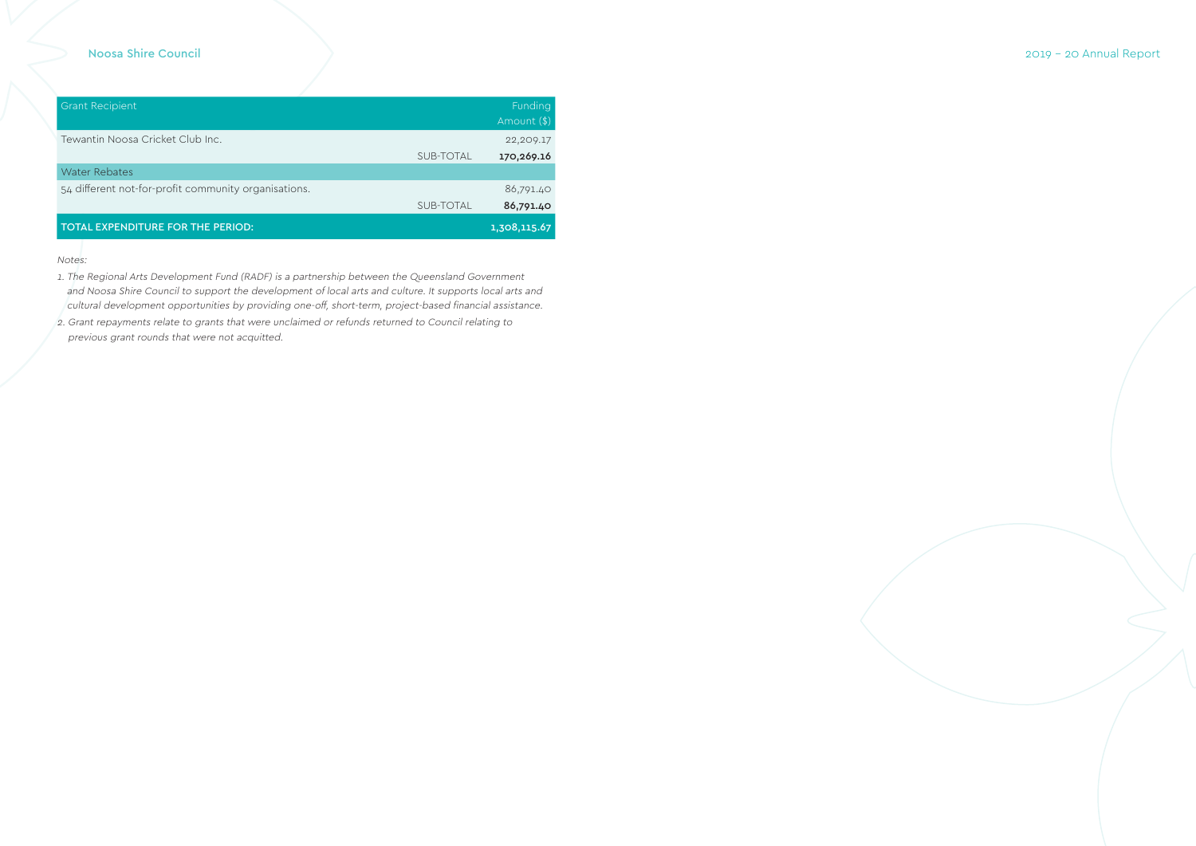| Grant Recipient | | Funding Amount ($) |
|---|---|---|
| Tewantin Noosa Cricket Club Inc. | | 22,209.17 |
| | SUB-TOTAL | **170,269.16** |
| Water Rebates | | |
| 54 different not-for-profit community organisations. | | 86,791.40 |
| | SUB-TOTAL | **86,791.40** |
| **TOTAL EXPENDITURE FOR THE PERIOD:** | | **1,308,115.67** |

*Notes:*

1. *The Regional Arts Development Fund (RADF) is a partnership between the Queensland Government and Noosa Shire Council to support the development of local arts and culture. It supports local arts and cultural development opportunities by providing one-off, short-term, project-based financial assistance.*
2. *Grant repayments relate to grants that were unclaimed or refunds returned to Council relating to previous grant rounds that were not acquitted.*